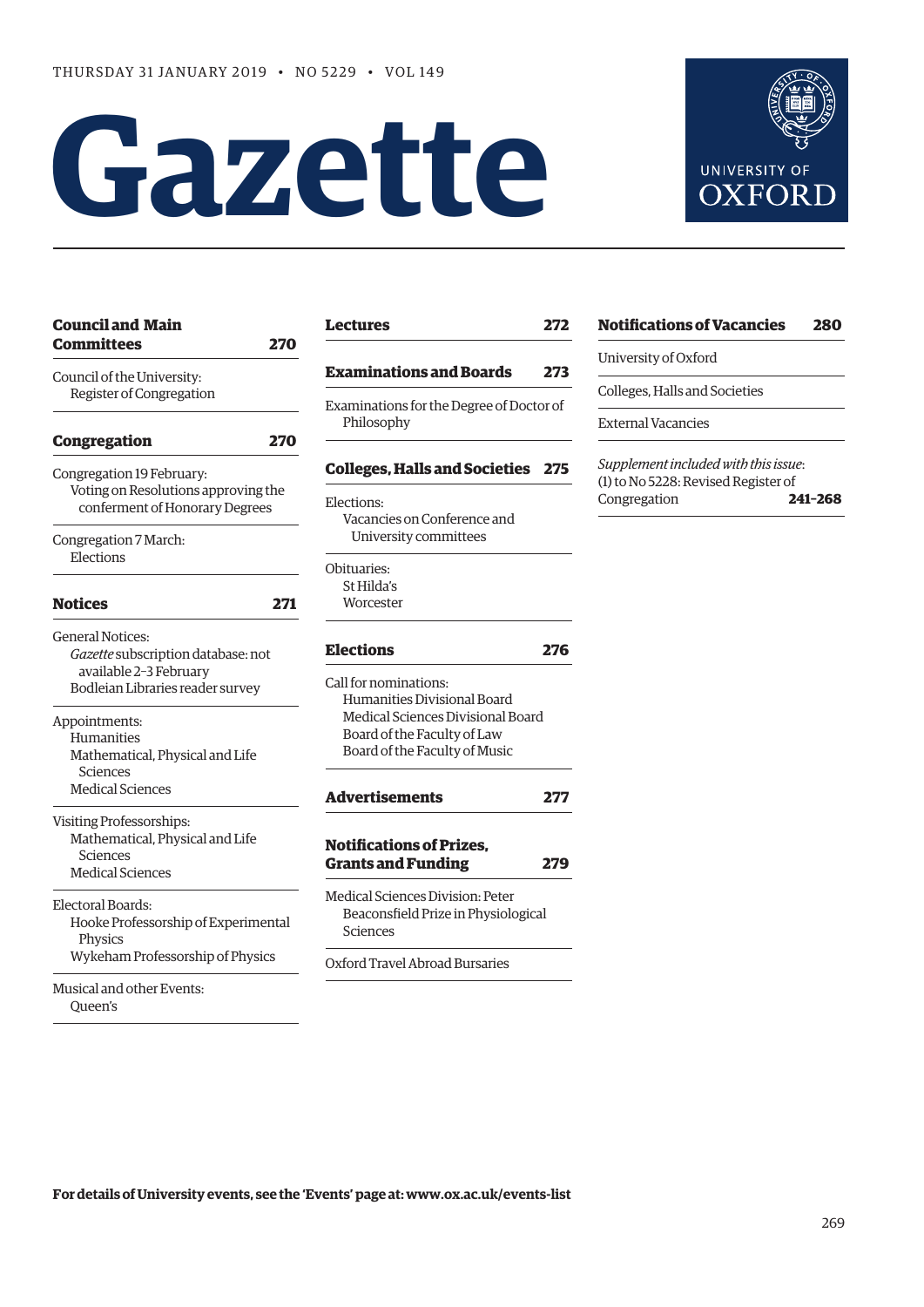THURSDAY 31 JANUARY 2019 • NO 5229 • VOL 149

# Gazette

UNIVERSITY OF OXFORD

**Council and Main Committees** 270

Council of the University:
Register of Congregation

**Congregation** 270

Congregation 19 February:
Voting on Resolutions approving the conferment of Honorary Degrees

Congregation 7 March:
Elections

**Notices** 271

General Notices:
*Gazette* subscription database: not available 2–3 February
Bodleian Libraries reader survey

Appointments:
Humanities
Mathematical, Physical and Life Sciences
Medical Sciences

Visiting Professorships:
Mathematical, Physical and Life Sciences
Medical Sciences

Electoral Boards:
Hooke Professorship of Experimental Physics
Wykeham Professorship of Physics

Musical and other Events:
Queen's

**Lectures** 272

**Examinations and Boards** 273

Examinations for the Degree of Doctor of Philosophy

**Colleges, Halls and Societies** 275

Elections:
Vacancies on Conference and University committees

Obituaries:
St Hilda's
Worcester

**Elections** 276

Call for nominations:
Humanities Divisional Board
Medical Sciences Divisional Board
Board of the Faculty of Law
Board of the Faculty of Music

**Advertisements** 277

**Notifications of Prizes, Grants and Funding** 279

Medical Sciences Division: Peter Beaconsfield Prize in Physiological Sciences

Oxford Travel Abroad Bursaries

**Notifications of Vacancies** 280

University of Oxford

Colleges, Halls and Societies

External Vacancies

*Supplement included with this issue*:
(1) to No 5228: Revised Register of Congregation **241–268**

**For details of University events, see the 'Events' page at: www.ox.ac.uk/events-list**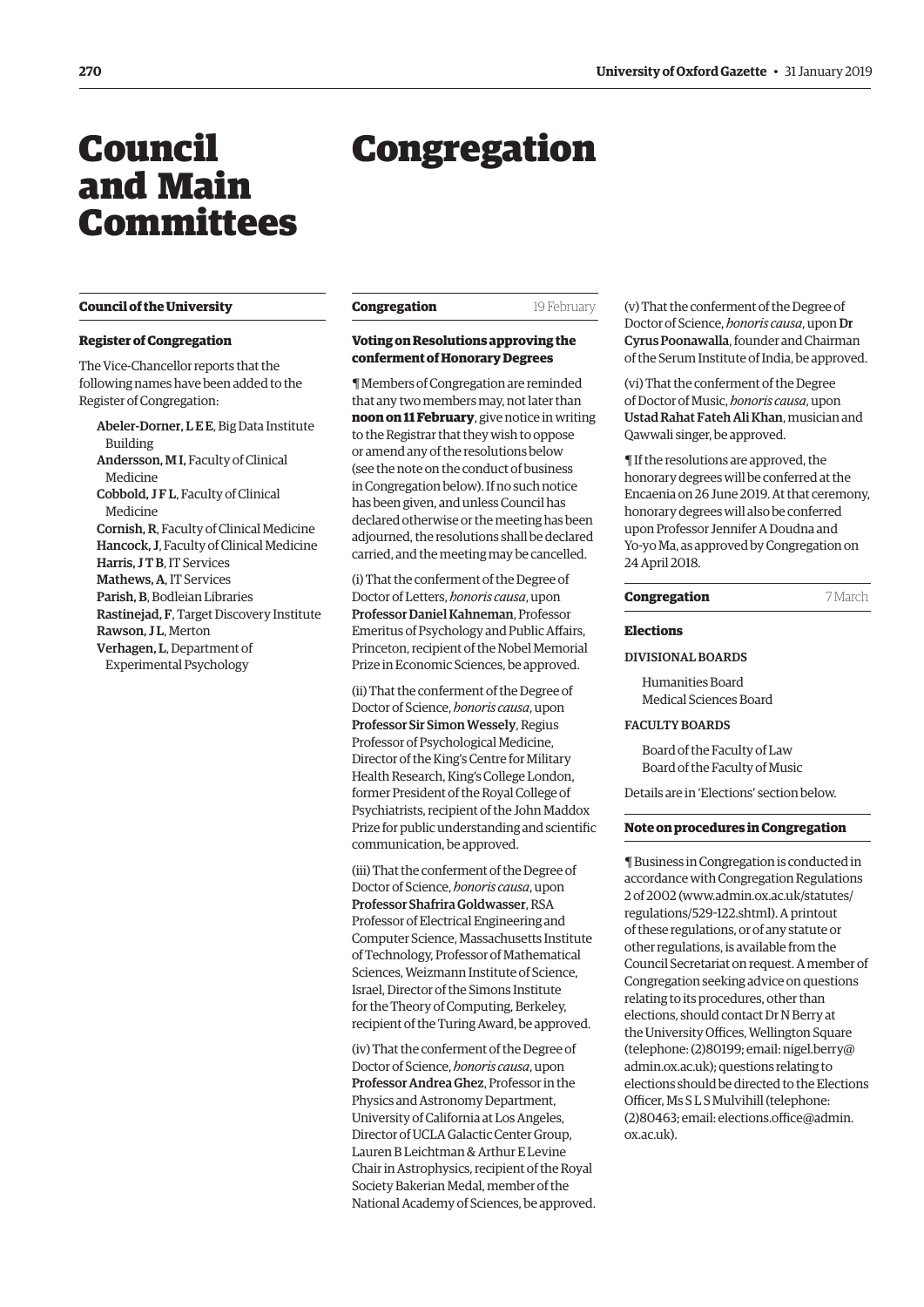# Council and Main Committees

## Council of the University

### Register of Congregation

The Vice-Chancellor reports that the following names have been added to the Register of Congregation:

- **Abeler-Dorner, L E E**, Big Data Institute Building
- **Andersson, M I**, Faculty of Clinical Medicine
- **Cobbold, J F L**, Faculty of Clinical Medicine
- **Cornish, R**, Faculty of Clinical Medicine
- **Hancock, J**, Faculty of Clinical Medicine
- **Harris, J T B**, IT Services
- **Mathews, A**, IT Services
- **Parish, B**, Bodleian Libraries
- **Rastinejad, F**, Target Discovery Institute
- **Rawson, J L**, Merton
- **Verhagen, L**, Department of Experimental Psychology

# Congregation

## Congregation — 19 February

### Voting on Resolutions approving the conferment of Honorary Degrees

¶ Members of Congregation are reminded that any two members may, not later than **noon on 11 February**, give notice in writing to the Registrar that they wish to oppose or amend any of the resolutions below (see the note on the conduct of business in Congregation below). If no such notice has been given, and unless Council has declared otherwise or the meeting has been adjourned, the resolutions shall be declared carried, and the meeting may be cancelled.

(i) That the conferment of the Degree of Doctor of Letters, *honoris causa*, upon **Professor Daniel Kahneman**, Professor Emeritus of Psychology and Public Affairs, Princeton, recipient of the Nobel Memorial Prize in Economic Sciences, be approved.

(ii) That the conferment of the Degree of Doctor of Science, *honoris causa*, upon **Professor Sir Simon Wessely**, Regius Professor of Psychological Medicine, Director of the King's Centre for Military Health Research, King's College London, former President of the Royal College of Psychiatrists, recipient of the John Maddox Prize for public understanding and scientific communication, be approved.

(iii) That the conferment of the Degree of Doctor of Science, *honoris causa*, upon **Professor Shafrira Goldwasser**, RSA Professor of Electrical Engineering and Computer Science, Massachusetts Institute of Technology, Professor of Mathematical Sciences, Weizmann Institute of Science, Israel, Director of the Simons Institute for the Theory of Computing, Berkeley, recipient of the Turing Award, be approved.

(iv) That the conferment of the Degree of Doctor of Science, *honoris causa*, upon **Professor Andrea Ghez**, Professor in the Physics and Astronomy Department, University of California at Los Angeles, Director of UCLA Galactic Center Group, Lauren B Leichtman & Arthur E Levine Chair in Astrophysics, recipient of the Royal Society Bakerian Medal, member of the National Academy of Sciences, be approved.

(v) That the conferment of the Degree of Doctor of Science, *honoris causa*, upon **Dr Cyrus Poonawalla**, founder and Chairman of the Serum Institute of India, be approved.

(vi) That the conferment of the Degree of Doctor of Music, *honoris causa*, upon **Ustad Rahat Fateh Ali Khan**, musician and Qawwali singer, be approved.

¶ If the resolutions are approved, the honorary degrees will be conferred at the Encaenia on 26 June 2019. At that ceremony, honorary degrees will also be conferred upon Professor Jennifer A Doudna and Yo-yo Ma, as approved by Congregation on 24 April 2018.

## Congregation — 7 March

### Elections

DIVISIONAL BOARDS

- Humanities Board
- Medical Sciences Board

FACULTY BOARDS

- Board of the Faculty of Law
- Board of the Faculty of Music

Details are in 'Elections' section below.

### Note on procedures in Congregation

¶ Business in Congregation is conducted in accordance with Congregation Regulations 2 of 2002 (www.admin.ox.ac.uk/statutes/regulations/529-122.shtml). A printout of these regulations, or of any statute or other regulations, is available from the Council Secretariat on request. A member of Congregation seeking advice on questions relating to its procedures, other than elections, should contact Dr N Berry at the University Offices, Wellington Square (telephone: (2)80199; email: nigel.berry@admin.ox.ac.uk); questions relating to elections should be directed to the Elections Officer, Ms S L S Mulvihill (telephone: (2)80463; email: elections.office@admin.ox.ac.uk).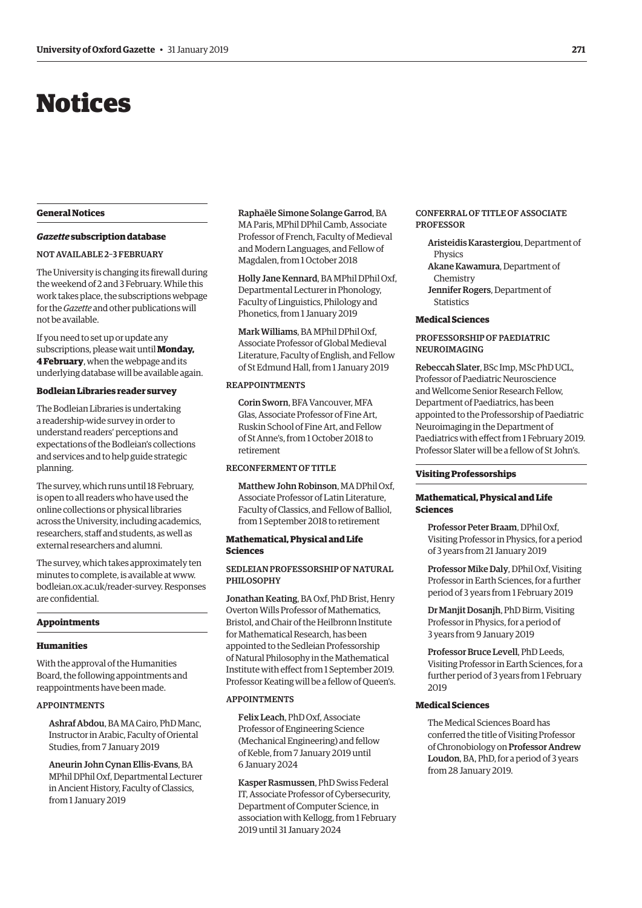# Notices

## General Notices

### *Gazette* subscription database

NOT AVAILABLE 2–3 FEBRUARY

The University is changing its firewall during the weekend of 2 and 3 February. While this work takes place, the subscriptions webpage for the *Gazette* and other publications will not be available.

If you need to set up or update any subscriptions, please wait until **Monday, 4 February**, when the webpage and its underlying database will be available again.

### Bodleian Libraries reader survey

The Bodleian Libraries is undertaking a readership-wide survey in order to understand readers' perceptions and expectations of the Bodleian's collections and services and to help guide strategic planning.

The survey, which runs until 18 February, is open to all readers who have used the online collections or physical libraries across the University, including academics, researchers, staff and students, as well as external researchers and alumni.

The survey, which takes approximately ten minutes to complete, is available at www.bodleian.ox.ac.uk/reader-survey. Responses are confidential.

## Appointments

### Humanities

With the approval of the Humanities Board, the following appointments and reappointments have been made.

APPOINTMENTS

**Ashraf Abdou**, BA MA Cairo, PhD Manc, Instructor in Arabic, Faculty of Oriental Studies, from 7 January 2019

**Aneurin John Cynan Ellis-Evans**, BA MPhil DPhil Oxf, Departmental Lecturer in Ancient History, Faculty of Classics, from 1 January 2019

**Raphaële Simone Solange Garrod**, BA MA Paris, MPhil DPhil Camb, Associate Professor of French, Faculty of Medieval and Modern Languages, and Fellow of Magdalen, from 1 October 2018

**Holly Jane Kennard**, BA MPhil DPhil Oxf, Departmental Lecturer in Phonology, Faculty of Linguistics, Philology and Phonetics, from 1 January 2019

**Mark Williams**, BA MPhil DPhil Oxf, Associate Professor of Global Medieval Literature, Faculty of English, and Fellow of St Edmund Hall, from 1 January 2019

REAPPOINTMENTS

**Corin Sworn**, BFA Vancouver, MFA Glas, Associate Professor of Fine Art, Ruskin School of Fine Art, and Fellow of St Anne's, from 1 October 2018 to retirement

RECONFERMENT OF TITLE

**Matthew John Robinson**, MA DPhil Oxf, Associate Professor of Latin Literature, Faculty of Classics, and Fellow of Balliol, from 1 September 2018 to retirement

### Mathematical, Physical and Life Sciences

SEDLEIAN PROFESSORSHIP OF NATURAL PHILOSOPHY

**Jonathan Keating**, BA Oxf, PhD Brist, Henry Overton Wills Professor of Mathematics, Bristol, and Chair of the Heilbronn Institute for Mathematical Research, has been appointed to the Sedleian Professorship of Natural Philosophy in the Mathematical Institute with effect from 1 September 2019. Professor Keating will be a fellow of Queen's.

APPOINTMENTS

**Felix Leach**, PhD Oxf, Associate Professor of Engineering Science (Mechanical Engineering) and fellow of Keble, from 7 January 2019 until 6 January 2024

**Kasper Rasmussen**, PhD Swiss Federal IT, Associate Professor of Cybersecurity, Department of Computer Science, in association with Kellogg, from 1 February 2019 until 31 January 2024

CONFERRAL OF TITLE OF ASSOCIATE PROFESSOR

**Aristeidis Karastergiou**, Department of Physics
**Akane Kawamura**, Department of Chemistry
**Jennifer Rogers**, Department of Statistics

### Medical Sciences

PROFESSORSHIP OF PAEDIATRIC NEUROIMAGING

**Rebeccah Slater**, BSc Imp, MSc PhD UCL, Professor of Paediatric Neuroscience and Wellcome Senior Research Fellow, Department of Paediatrics, has been appointed to the Professorship of Paediatric Neuroimaging in the Department of Paediatrics with effect from 1 February 2019. Professor Slater will be a fellow of St John's.

## Visiting Professorships

### Mathematical, Physical and Life Sciences

**Professor Peter Braam**, DPhil Oxf, Visiting Professor in Physics, for a period of 3 years from 21 January 2019

**Professor Mike Daly**, DPhil Oxf, Visiting Professor in Earth Sciences, for a further period of 3 years from 1 February 2019

**Dr Manjit Dosanjh**, PhD Birm, Visiting Professor in Physics, for a period of 3 years from 9 January 2019

**Professor Bruce Levell**, PhD Leeds, Visiting Professor in Earth Sciences, for a further period of 3 years from 1 February 2019

### Medical Sciences

The Medical Sciences Board has conferred the title of Visiting Professor of Chronobiology on **Professor Andrew Loudon**, BA, PhD, for a period of 3 years from 28 January 2019.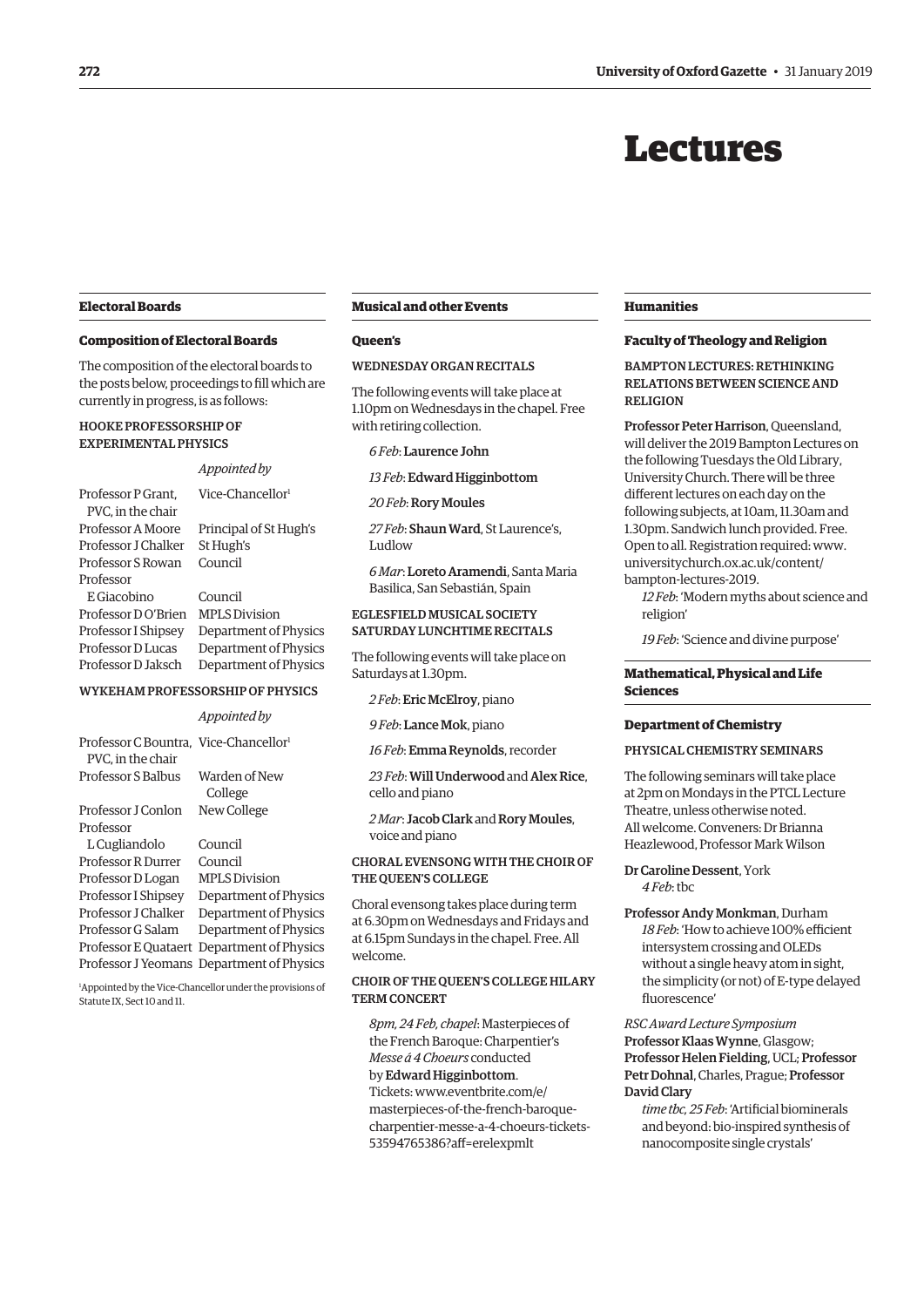# Lectures

## Electoral Boards

### Composition of Electoral Boards

The composition of the electoral boards to the posts below, proceedings to fill which are currently in progress, is as follows:

#### HOOKE PROFESSORSHIP OF EXPERIMENTAL PHYSICS

| | *Appointed by* |
|---|---|
| Professor P Grant, PVC, in the chair | Vice-Chancellor[1] |
| Professor A Moore | Principal of St Hugh's |
| Professor J Chalker | St Hugh's |
| Professor S Rowan | Council |
| Professor E Giacobino | Council |
| Professor D O'Brien | MPLS Division |
| Professor I Shipsey | Department of Physics |
| Professor D Lucas | Department of Physics |
| Professor D Jaksch | Department of Physics |

#### WYKEHAM PROFESSORSHIP OF PHYSICS

| | *Appointed by* |
|---|---|
| Professor C Bountra, PVC, in the chair | Vice-Chancellor[1] |
| Professor S Balbus | Warden of New College |
| Professor J Conlon | New College |
| Professor L Cugliandolo | Council |
| Professor R Durrer | Council |
| Professor D Logan | MPLS Division |
| Professor I Shipsey | Department of Physics |
| Professor J Chalker | Department of Physics |
| Professor G Salam | Department of Physics |
| Professor E Quataert | Department of Physics |
| Professor J Yeomans | Department of Physics |

[1]Appointed by the Vice-Chancellor under the provisions of Statute IX, Sect 10 and 11.

## Musical and other Events

### Queen's

#### WEDNESDAY ORGAN RECITALS

The following events will take place at 1.10pm on Wednesdays in the chapel. Free with retiring collection.

*6 Feb*: **Laurence John**

*13 Feb*: **Edward Higginbottom**

*20 Feb*: **Rory Moules**

*27 Feb*: **Shaun Ward**, St Laurence's, Ludlow

*6 Mar*: **Loreto Aramendi**, Santa Maria Basilica, San Sebastián, Spain

#### EGLESFIELD MUSICAL SOCIETY SATURDAY LUNCHTIME RECITALS

The following events will take place on Saturdays at 1.30pm.

*2 Feb*: **Eric McElroy**, piano

*9 Feb*: **Lance Mok**, piano

*16 Feb*: **Emma Reynolds**, recorder

*23 Feb*: **Will Underwood** and **Alex Rice**, cello and piano

*2 Mar*: **Jacob Clark** and **Rory Moules**, voice and piano

#### CHORAL EVENSONG WITH THE CHOIR OF THE QUEEN'S COLLEGE

Choral evensong takes place during term at 6.30pm on Wednesdays and Fridays and at 6.15pm Sundays in the chapel. Free. All welcome.

#### CHOIR OF THE QUEEN'S COLLEGE HILARY TERM CONCERT

*8pm, 24 Feb, chapel*: Masterpieces of the French Baroque: Charpentier's *Messe á 4 Choeurs* conducted by **Edward Higginbottom**. Tickets: www.eventbrite.com/e/masterpieces-of-the-french-baroque-charpentier-messe-a-4-choeurs-tickets-53594765386?aff=erelexpmlt

## Humanities

### Faculty of Theology and Religion

#### BAMPTON LECTURES: RETHINKING RELATIONS BETWEEN SCIENCE AND RELIGION

**Professor Peter Harrison**, Queensland, will deliver the 2019 Bampton Lectures on the following Tuesdays the Old Library, University Church. There will be three different lectures on each day on the following subjects, at 10am, 11.30am and 1.30pm. Sandwich lunch provided. Free. Open to all. Registration required: www.universitychurch.ox.ac.uk/content/bampton-lectures-2019.

*12 Feb*: 'Modern myths about science and religion'

*19 Feb*: 'Science and divine purpose'

## Mathematical, Physical and Life Sciences

### Department of Chemistry

#### PHYSICAL CHEMISTRY SEMINARS

The following seminars will take place at 2pm on Mondays in the PTCL Lecture Theatre, unless otherwise noted. All welcome. Conveners: Dr Brianna Heazlewood, Professor Mark Wilson

**Dr Caroline Dessent**, York
*4 Feb*: tbc

**Professor Andy Monkman**, Durham
*18 Feb*: 'How to achieve 100% efficient intersystem crossing and OLEDs without a single heavy atom in sight, the simplicity (or not) of E-type delayed fluorescence'

*RSC Award Lecture Symposium*
**Professor Klaas Wynne**, Glasgow; **Professor Helen Fielding**, UCL; **Professor Petr Dohnal**, Charles, Prague; **Professor David Clary**
*time tbc, 25 Feb*: 'Artificial biominerals and beyond: bio-inspired synthesis of nanocomposite single crystals'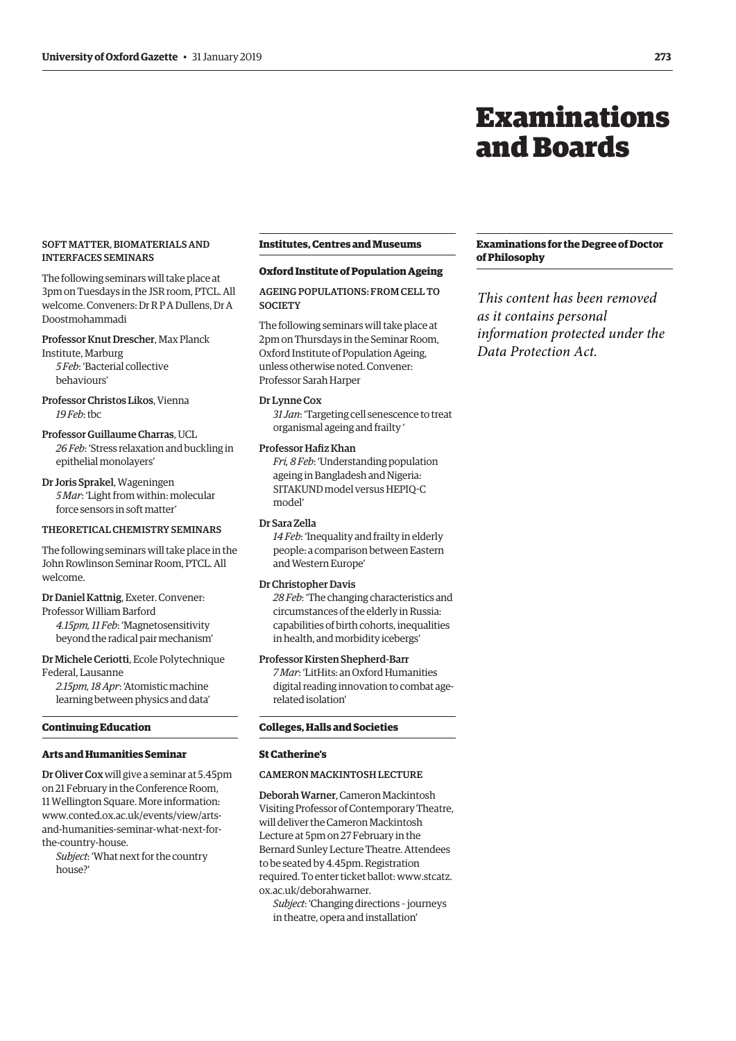#### SOFT MATTER, BIOMATERIALS AND INTERFACES SEMINARS

The following seminars will take place at 3pm on Tuesdays in the JSR room, PTCL. All welcome. Conveners: Dr R P A Dullens, Dr A Doostmohammadi

Professor Knut Drescher, Max Planck Institute, Marburg
*5 Feb*: 'Bacterial collective behaviours'

Professor Christos Likos, Vienna
*19 Feb*: tbc

Professor Guillaume Charras, UCL
*26 Feb*: 'Stress relaxation and buckling in epithelial monolayers'

Dr Joris Sprakel, Wageningen
*5 Mar*: 'Light from within: molecular force sensors in soft matter'

#### THEORETICAL CHEMISTRY SEMINARS

The following seminars will take place in the John Rowlinson Seminar Room, PTCL. All welcome.

Dr Daniel Kattnig, Exeter. Convener: Professor William Barford
*4.15pm, 11 Feb*: 'Magnetosensitivity beyond the radical pair mechanism'

Dr Michele Ceriotti, Ecole Polytechnique Federal, Lausanne
*2.15pm, 18 Apr*: 'Atomistic machine learning between physics and data'

## Continuing Education

### Arts and Humanities Seminar

Dr Oliver Cox will give a seminar at 5.45pm on 21 February in the Conference Room, 11 Wellington Square. More information: www.conted.ox.ac.uk/events/view/arts-and-humanities-seminar-what-next-for-the-country-house.
*Subject*: 'What next for the country house?'

## Institutes, Centres and Museums

### Oxford Institute of Population Ageing

#### AGEING POPULATIONS: FROM CELL TO SOCIETY

The following seminars will take place at 2pm on Thursdays in the Seminar Room, Oxford Institute of Population Ageing, unless otherwise noted. Convener: Professor Sarah Harper

Dr Lynne Cox
*31 Jan*: 'Targeting cell senescence to treat organismal ageing and frailty '

Professor Hafiz Khan
*Fri, 8 Feb*: 'Understanding population ageing in Bangladesh and Nigeria: SITAKUND model versus HEPIQ-C model'

Dr Sara Zella
*14 Feb*: 'Inequality and frailty in elderly people: a comparison between Eastern and Western Europe'

Dr Christopher Davis
*28 Feb*: 'The changing characteristics and circumstances of the elderly in Russia: capabilities of birth cohorts, inequalities in health, and morbidity icebergs'

Professor Kirsten Shepherd-Barr
*7 Mar*: 'LitHits: an Oxford Humanities digital reading innovation to combat age-related isolation'

## Colleges, Halls and Societies

### St Catherine's

#### CAMERON MACKINTOSH LECTURE

Deborah Warner, Cameron Mackintosh Visiting Professor of Contemporary Theatre, will deliver the Cameron Mackintosh Lecture at 5pm on 27 February in the Bernard Sunley Lecture Theatre. Attendees to be seated by 4.45pm. Registration required. To enter ticket ballot: www.stcatz.ox.ac.uk/deborahwarner.
*Subject*: 'Changing directions – journeys in theatre, opera and installation'

# Examinations and Boards

## Examinations for the Degree of Doctor of Philosophy

*This content has been removed as it contains personal information protected under the Data Protection Act.*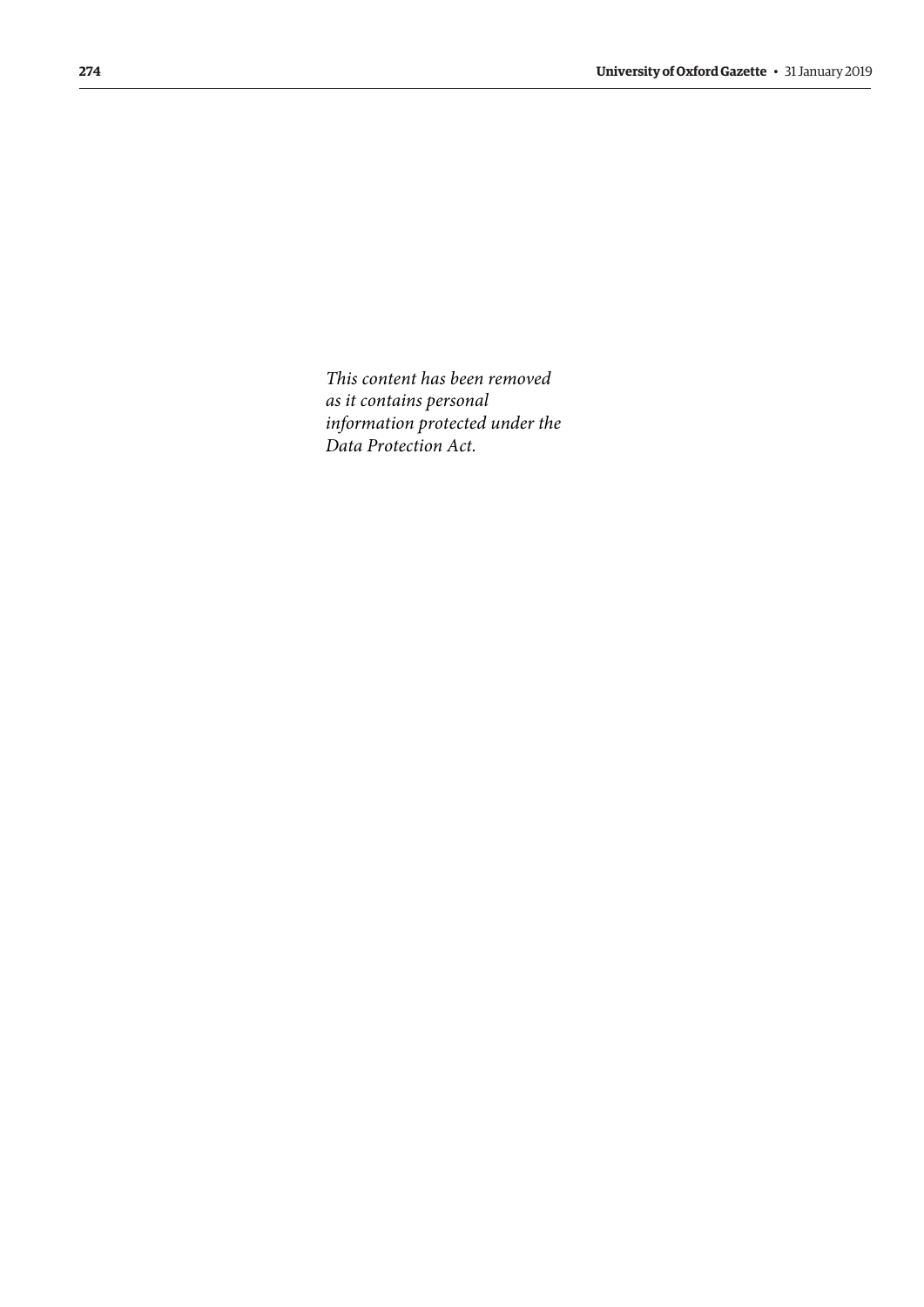*This content has been removed as it contains personal information protected under the Data Protection Act.*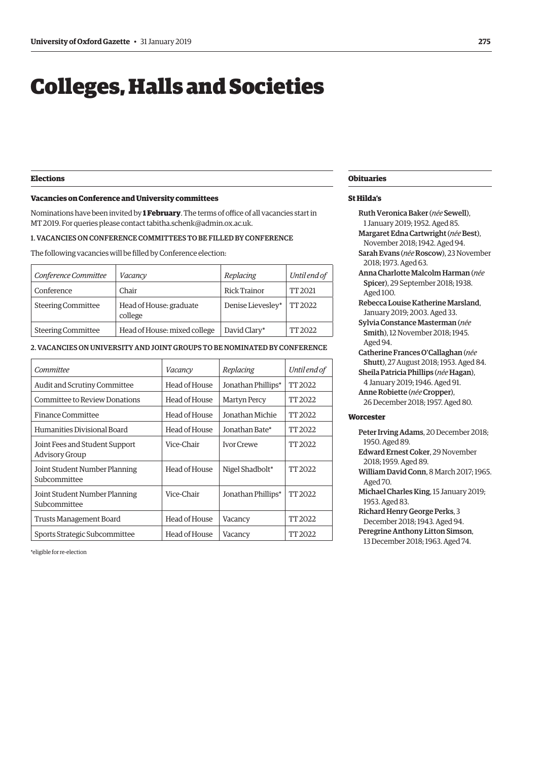# Colleges, Halls and Societies

## Elections

### Vacancies on Conference and University committees

Nominations have been invited by **1 February**. The terms of office of all vacancies start in MT 2019. For queries please contact tabitha.schenk@admin.ox.ac.uk.

1. VACANCIES ON CONFERENCE COMMITTEES TO BE FILLED BY CONFERENCE

The following vacancies will be filled by Conference election:

| *Conference Committee* | *Vacancy* | *Replacing* | *Until end of* |
|---|---|---|---|
| Conference | Chair | Rick Trainor | TT 2021 |
| Steering Committee | Head of House: graduate college | Denise Lievesley* | TT 2022 |
| Steering Committee | Head of House: mixed college | David Clary* | TT 2022 |

2. VACANCIES ON UNIVERSITY AND JOINT GROUPS TO BE NOMINATED BY CONFERENCE

| *Committee* | *Vacancy* | *Replacing* | *Until end of* |
|---|---|---|---|
| Audit and Scrutiny Committee | Head of House | Jonathan Phillips* | TT 2022 |
| Committee to Review Donations | Head of House | Martyn Percy | TT 2022 |
| Finance Committee | Head of House | Jonathan Michie | TT 2022 |
| Humanities Divisional Board | Head of House | Jonathan Bate* | TT 2022 |
| Joint Fees and Student Support Advisory Group | Vice-Chair | Ivor Crewe | TT 2022 |
| Joint Student Number Planning Subcommittee | Head of House | Nigel Shadbolt* | TT 2022 |
| Joint Student Number Planning Subcommittee | Vice-Chair | Jonathan Phillips* | TT 2022 |
| Trusts Management Board | Head of House | Vacancy | TT 2022 |
| Sports Strategic Subcommittee | Head of House | Vacancy | TT 2022 |

*eligible for re-election

## Obituaries

### St Hilda's

**Ruth Veronica Baker** (*née* **Sewell**), 1 January 2019; 1952. Aged 85.

**Margaret Edna Cartwright** (*née* **Best**), November 2018; 1942. Aged 94.

**Sarah Evans** (*née* **Roscow**), 23 November 2018; 1973. Aged 63.

**Anna Charlotte Malcolm Harman** (*née* **Spicer**), 29 September 2018; 1938. Aged 100.

**Rebecca Louise Katherine Marsland**, January 2019; 2003. Aged 33.

**Sylvia Constance Masterman** (*née* **Smith**), 12 November 2018; 1945. Aged 94.

**Catherine Frances O'Callaghan** (*née* **Shutt**), 27 August 2018; 1953. Aged 84.

**Sheila Patricia Phillips** (*née* **Hagan**), 4 January 2019; 1946. Aged 91.

**Anne Robiette** (*née* **Cropper**), 26 December 2018; 1957. Aged 80.

### Worcester

**Peter Irving Adams**, 20 December 2018; 1950. Aged 89.

**Edward Ernest Coker**, 29 November 2018; 1959. Aged 89.

**William David Conn**, 8 March 2017; 1965. Aged 70.

**Michael Charles King**, 15 January 2019; 1953. Aged 83.

**Richard Henry George Perks**, 3 December 2018; 1943. Aged 94.

**Peregrine Anthony Litton Simson**, 13 December 2018; 1963. Aged 74.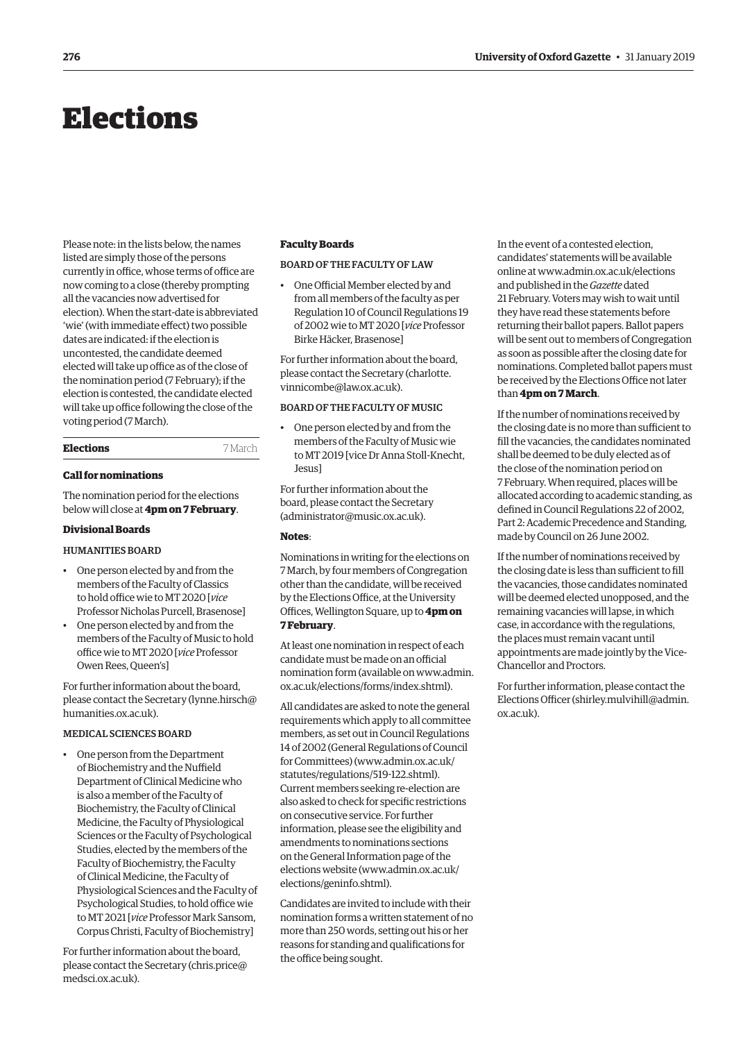# Elections

Please note: in the lists below, the names listed are simply those of the persons currently in office, whose terms of office are now coming to a close (thereby prompting all the vacancies now advertised for election). When the start-date is abbreviated 'wie' (with immediate effect) two possible dates are indicated: if the election is uncontested, the candidate deemed elected will take up office as of the close of the nomination period (7 February); if the election is contested, the candidate elected will take up office following the close of the voting period (7 March).

## Elections 7 March

### Call for nominations

The nomination period for the elections below will close at **4pm on 7 February**.

### Divisional Boards

#### HUMANITIES BOARD

- One person elected by and from the members of the Faculty of Classics to hold office wie to MT 2020 [*vice* Professor Nicholas Purcell, Brasenose]
- One person elected by and from the members of the Faculty of Music to hold office wie to MT 2020 [*vice* Professor Owen Rees, Queen's]

For further information about the board, please contact the Secretary (lynne.hirsch@humanities.ox.ac.uk).

#### MEDICAL SCIENCES BOARD

- One person from the Department of Biochemistry and the Nuffield Department of Clinical Medicine who is also a member of the Faculty of Biochemistry, the Faculty of Clinical Medicine, the Faculty of Physiological Sciences or the Faculty of Psychological Studies, elected by the members of the Faculty of Biochemistry, the Faculty of Clinical Medicine, the Faculty of Physiological Sciences and the Faculty of Psychological Studies, to hold office wie to MT 2021 [*vice* Professor Mark Sansom, Corpus Christi, Faculty of Biochemistry]

For further information about the board, please contact the Secretary (chris.price@medsci.ox.ac.uk).

### Faculty Boards

#### BOARD OF THE FACULTY OF LAW

- One Official Member elected by and from all members of the faculty as per Regulation 10 of Council Regulations 19 of 2002 wie to MT 2020 [*vice* Professor Birke Häcker, Brasenose]

For further information about the board, please contact the Secretary (charlotte.vinnicombe@law.ox.ac.uk).

#### BOARD OF THE FACULTY OF MUSIC

- One person elected by and from the members of the Faculty of Music wie to MT 2019 [vice Dr Anna Stoll-Knecht, Jesus]

For further information about the board, please contact the Secretary (administrator@music.ox.ac.uk).

**Notes**:

Nominations in writing for the elections on 7 March, by four members of Congregation other than the candidate, will be received by the Elections Office, at the University Offices, Wellington Square, up to **4pm on 7 February**.

At least one nomination in respect of each candidate must be made on an official nomination form (available on www.admin.ox.ac.uk/elections/forms/index.shtml).

All candidates are asked to note the general requirements which apply to all committee members, as set out in Council Regulations 14 of 2002 (General Regulations of Council for Committees) (www.admin.ox.ac.uk/statutes/regulations/519-122.shtml). Current members seeking re-election are also asked to check for specific restrictions on consecutive service. For further information, please see the eligibility and amendments to nominations sections on the General Information page of the elections website (www.admin.ox.ac.uk/elections/geninfo.shtml).

Candidates are invited to include with their nomination forms a written statement of no more than 250 words, setting out his or her reasons for standing and qualifications for the office being sought.

In the event of a contested election, candidates' statements will be available online at www.admin.ox.ac.uk/elections and published in the *Gazette* dated 21 February. Voters may wish to wait until they have read these statements before returning their ballot papers. Ballot papers will be sent out to members of Congregation as soon as possible after the closing date for nominations. Completed ballot papers must be received by the Elections Office not later than **4pm on 7 March**.

If the number of nominations received by the closing date is no more than sufficient to fill the vacancies, the candidates nominated shall be deemed to be duly elected as of the close of the nomination period on 7 February. When required, places will be allocated according to academic standing, as defined in Council Regulations 22 of 2002, Part 2: Academic Precedence and Standing, made by Council on 26 June 2002.

If the number of nominations received by the closing date is less than sufficient to fill the vacancies, those candidates nominated will be deemed elected unopposed, and the remaining vacancies will lapse, in which case, in accordance with the regulations, the places must remain vacant until appointments are made jointly by the Vice-Chancellor and Proctors.

For further information, please contact the Elections Officer (shirley.mulvihill@admin.ox.ac.uk).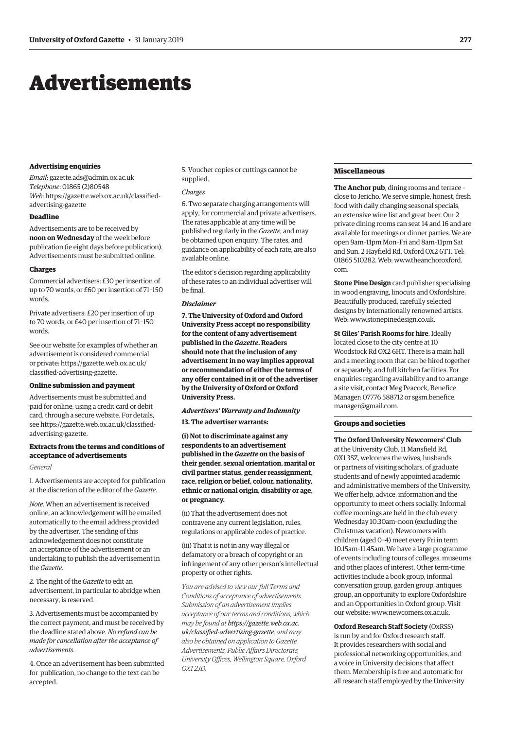# Advertisements

### Advertising enquiries

*Email*: gazette.ads@admin.ox.ac.uk
*Telephone*: 01865 (2)80548
*Web*: https://gazette.web.ox.ac.uk/classified-advertising-gazette

### Deadline

Advertisements are to be received by **noon on Wednesday** of the week before publication (ie eight days before publication). Advertisements must be submitted online.

### Charges

Commercial advertisers: £30 per insertion of up to 70 words, or £60 per insertion of 71–150 words.

Private advertisers: £20 per insertion of up to 70 words, or £40 per insertion of 71–150 words.

See our website for examples of whether an advertisement is considered commercial or private: https://gazette.web.ox.ac.uk/classified-advertising-gazette.

### Online submission and payment

Advertisements must be submitted and paid for online, using a credit card or debit card, through a secure website. For details, see https://gazette.web.ox.ac.uk/classified-advertising-gazette.

### Extracts from the terms and conditions of acceptance of advertisements

*General*

1. Advertisements are accepted for publication at the discretion of the editor of the *Gazette*.

*Note*. When an advertisement is received online, an acknowledgement will be emailed automatically to the email address provided by the advertiser. The sending of this acknowledgement does not constitute an acceptance of the advertisement or an undertaking to publish the advertisement in the *Gazette*.

2. The right of the *Gazette* to edit an advertisement, in particular to abridge when necessary, is reserved.

3. Advertisements must be accompanied by the correct payment, and must be received by the deadline stated above. *No refund can be made for cancellation after the acceptance of advertisements*.

4. Once an advertisement has been submitted for publication, no change to the text can be accepted.

5. Voucher copies or cuttings cannot be supplied.

*Charges*

6. Two separate charging arrangements will apply, for commercial and private advertisers. The rates applicable at any time will be published regularly in the *Gazette*, and may be obtained upon enquiry. The rates, and guidance on applicability of each rate, are also available online.

The editor's decision regarding applicability of these rates to an individual advertiser will be final.

***Disclaimer***

**7. The University of Oxford and Oxford University Press accept no responsibility for the content of any advertisement published in the *Gazette*. Readers should note that the inclusion of any advertisement in no way implies approval or recommendation of either the terms of any offer contained in it or of the advertiser by the University of Oxford or Oxford University Press.**

***Advertisers' Warranty and Indemnity***

**13. The advertiser warrants:**

**(i) Not to discriminate against any respondents to an advertisement published in the *Gazette* on the basis of their gender, sexual orientation, marital or civil partner status, gender reassignment, race, religion or belief, colour, nationality, ethnic or national origin, disability or age, or pregnancy.**

(ii) That the advertisement does not contravene any current legislation, rules, regulations or applicable codes of practice.

(iii) That it is not in any way illegal or defamatory or a breach of copyright or an infringement of any other person's intellectual property or other rights.

*You are advised to view our full Terms and Conditions of acceptance of advertisements. Submission of an advertisement implies acceptance of our terms and conditions, which may be found at **https://gazette.web.ox.ac.uk/classified-advertising-gazette**, and may also be obtained on application to Gazette Advertisements, Public Affairs Directorate, University Offices, Wellington Square, Oxford OX1 2JD.*

### Miscellaneous

**The Anchor pub**, dining rooms and terrace – close to Jericho. We serve simple, honest, fresh food with daily changing seasonal specials, an extensive wine list and great beer. Our 2 private dining rooms can seat 14 and 16 and are available for meetings or dinner parties. We are open 9am–11pm Mon–Fri and 8am–11pm Sat and Sun. 2 Hayfield Rd, Oxford OX2 6TT. Tel: 01865 510282. Web: www.theanchoroxford.com.

**Stone Pine Design** card publisher specialising in wood engraving, linocuts and Oxfordshire. Beautifully produced, carefully selected designs by internationally renowned artists. Web: www.stonepinedesign.co.uk.

**St Giles' Parish Rooms for hire**. Ideally located close to the city centre at 10 Woodstock Rd OX2 6HT. There is a main hall and a meeting room that can be hired together or separately, and full kitchen facilities. For enquiries regarding availability and to arrange a site visit, contact Meg Peacock, Benefice Manager: 07776 588712 or sgsm.benefice.manager@gmail.com.

### Groups and societies

**The Oxford University Newcomers' Club** at the University Club, 11 Mansfield Rd, OX1 3SZ, welcomes the wives, husbands or partners of visiting scholars, of graduate students and of newly appointed academic and administrative members of the University. We offer help, advice, information and the opportunity to meet others socially. Informal coffee mornings are held in the club every Wednesday 10.30am–noon (excluding the Christmas vacation). Newcomers with children (aged 0–4) meet every Fri in term 10.15am–11.45am. We have a large programme of events including tours of colleges, museums and other places of interest. Other term-time activities include a book group, informal conversation group, garden group, antiques group, an opportunity to explore Oxfordshire and an Opportunities in Oxford group. Visit our website: www.newcomers.ox.ac.uk.

**Oxford Research Staff Society** (OxRSS) is run by and for Oxford research staff. It provides researchers with social and professional networking opportunities, and a voice in University decisions that affect them. Membership is free and automatic for all research staff employed by the University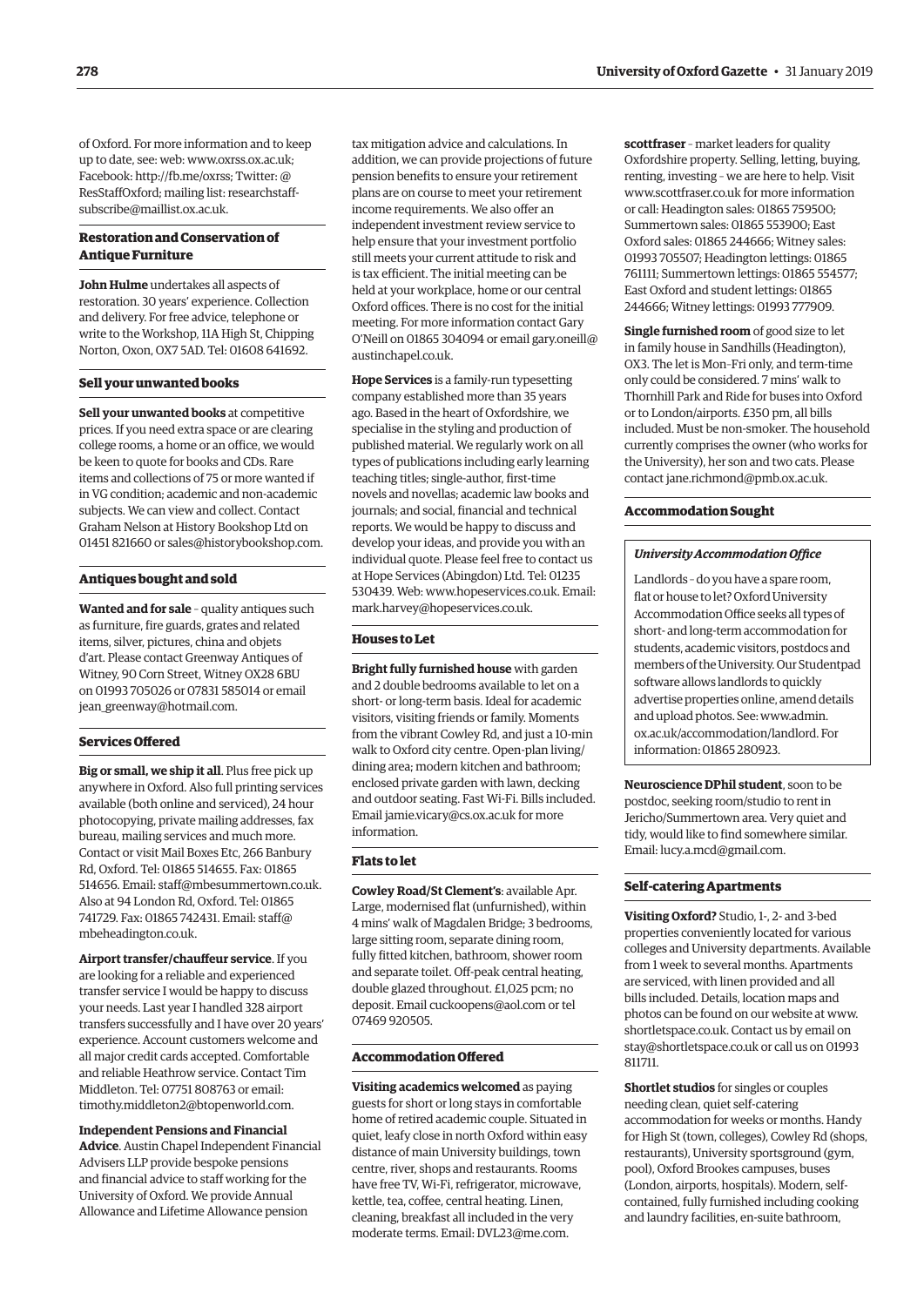of Oxford. For more information and to keep up to date, see: web: www.oxrss.ox.ac.uk; Facebook: http://fb.me/oxrss; Twitter: @ResStaffOxford; mailing list: researchstaff-subscribe@maillist.ox.ac.uk.

### Restoration and Conservation of Antique Furniture

**John Hulme** undertakes all aspects of restoration. 30 years' experience. Collection and delivery. For free advice, telephone or write to the Workshop, 11A High St, Chipping Norton, Oxon, OX7 5AD. Tel: 01608 641692.

### Sell your unwanted books

**Sell your unwanted books** at competitive prices. If you need extra space or are clearing college rooms, a home or an office, we would be keen to quote for books and CDs. Rare items and collections of 75 or more wanted if in VG condition; academic and non-academic subjects. We can view and collect. Contact Graham Nelson at History Bookshop Ltd on 01451 821660 or sales@historybookshop.com.

### Antiques bought and sold

**Wanted and for sale** – quality antiques such as furniture, fire guards, grates and related items, silver, pictures, china and objets d'art. Please contact Greenway Antiques of Witney, 90 Corn Street, Witney OX28 6BU on 01993 705026 or 07831 585014 or email jean_greenway@hotmail.com.

### Services Offered

**Big or small, we ship it all**. Plus free pick up anywhere in Oxford. Also full printing services available (both online and serviced), 24 hour photocopying, private mailing addresses, fax bureau, mailing services and much more. Contact or visit Mail Boxes Etc, 266 Banbury Rd, Oxford. Tel: 01865 514655. Fax: 01865 514656. Email: staff@mbesummertown.co.uk. Also at 94 London Rd, Oxford. Tel: 01865 741729. Fax: 01865 742431. Email: staff@mbeheadington.co.uk.

**Airport transfer/chauffeur service**. If you are looking for a reliable and experienced transfer service I would be happy to discuss your needs. Last year I handled 328 airport transfers successfully and I have over 20 years' experience. Account customers welcome and all major credit cards accepted. Comfortable and reliable Heathrow service. Contact Tim Middleton. Tel: 07751 808763 or email: timothy.middleton2@btopenworld.com.

**Independent Pensions and Financial Advice**. Austin Chapel Independent Financial Advisers LLP provide bespoke pensions and financial advice to staff working for the University of Oxford. We provide Annual Allowance and Lifetime Allowance pension tax mitigation advice and calculations. In addition, we can provide projections of future pension benefits to ensure your retirement plans are on course to meet your retirement income requirements. We also offer an independent investment review service to help ensure that your investment portfolio still meets your current attitude to risk and is tax efficient. The initial meeting can be held at your workplace, home or our central Oxford offices. There is no cost for the initial meeting. For more information contact Gary O'Neill on 01865 304094 or email gary.oneill@austinchapel.co.uk.

**Hope Services** is a family-run typesetting company established more than 35 years ago. Based in the heart of Oxfordshire, we specialise in the styling and production of published material. We regularly work on all types of publications including early learning teaching titles; single-author, first-time novels and novellas; academic law books and journals; and social, financial and technical reports. We would be happy to discuss and develop your ideas, and provide you with an individual quote. Please feel free to contact us at Hope Services (Abingdon) Ltd. Tel: 01235 530439. Web: www.hopeservices.co.uk. Email: mark.harvey@hopeservices.co.uk.

### Houses to Let

**Bright fully furnished house** with garden and 2 double bedrooms available to let on a short- or long-term basis. Ideal for academic visitors, visiting friends or family. Moments from the vibrant Cowley Rd, and just a 10-min walk to Oxford city centre. Open-plan living/dining area; modern kitchen and bathroom; enclosed private garden with lawn, decking and outdoor seating. Fast Wi-Fi. Bills included. Email jamie.vicary@cs.ox.ac.uk for more information.

### Flats to let

**Cowley Road/St Clement's**: available Apr. Large, modernised flat (unfurnished), within 4 mins' walk of Magdalen Bridge; 3 bedrooms, large sitting room, separate dining room, fully fitted kitchen, bathroom, shower room and separate toilet. Off-peak central heating, double glazed throughout. £1,025 pcm; no deposit. Email cuckoopens@aol.com or tel 07469 920505.

### Accommodation Offered

**Visiting academics welcomed** as paying guests for short or long stays in comfortable home of retired academic couple. Situated in quiet, leafy close in north Oxford within easy distance of main University buildings, town centre, river, shops and restaurants. Rooms have free TV, Wi-Fi, refrigerator, microwave, kettle, tea, coffee, central heating. Linen, cleaning, breakfast all included in the very moderate terms. Email: DVL23@me.com.

**scottfraser** – market leaders for quality Oxfordshire property. Selling, letting, buying, renting, investing – we are here to help. Visit www.scottfraser.co.uk for more information or call: Headington sales: 01865 759500; Summertown sales: 01865 553900; East Oxford sales: 01865 244666; Witney sales: 01993 705507; Headington lettings: 01865 761111; Summertown lettings: 01865 554577; East Oxford and student lettings: 01865 244666; Witney lettings: 01993 777909.

**Single furnished room** of good size to let in family house in Sandhills (Headington), OX3. The let is Mon–Fri only, and term-time only could be considered. 7 mins' walk to Thornhill Park and Ride for buses into Oxford or to London/airports. £350 pm, all bills included. Must be non-smoker. The household currently comprises the owner (who works for the University), her son and two cats. Please contact jane.richmond@pmb.ox.ac.uk.

### Accommodation Sought

***University Accommodation Office***

Landlords – do you have a spare room, flat or house to let? Oxford University Accommodation Office seeks all types of short- and long-term accommodation for students, academic visitors, postdocs and members of the University. Our Studentpad software allows landlords to quickly advertise properties online, amend details and upload photos. See: www.admin.ox.ac.uk/accommodation/landlord. For information: 01865 280923.

**Neuroscience DPhil student**, soon to be postdoc, seeking room/studio to rent in Jericho/Summertown area. Very quiet and tidy, would like to find somewhere similar. Email: lucy.a.mcd@gmail.com.

### Self-catering Apartments

**Visiting Oxford?** Studio, 1-, 2- and 3-bed properties conveniently located for various colleges and University departments. Available from 1 week to several months. Apartments are serviced, with linen provided and all bills included. Details, location maps and photos can be found on our website at www.shortletspace.co.uk. Contact us by email on stay@shortletspace.co.uk or call us on 01993 811711.

**Shortlet studios** for singles or couples needing clean, quiet self-catering accommodation for weeks or months. Handy for High St (town, colleges), Cowley Rd (shops, restaurants), University sportsground (gym, pool), Oxford Brookes campuses, buses (London, airports, hospitals). Modern, self-contained, fully furnished including cooking and laundry facilities, en-suite bathroom,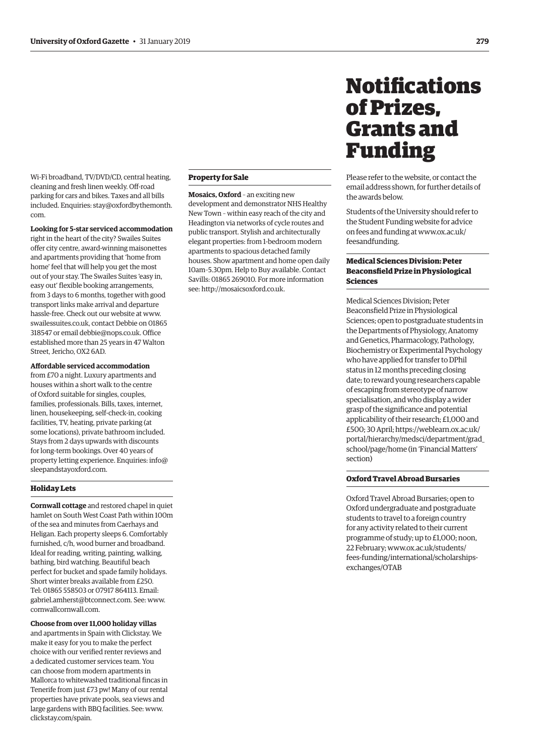Wi-Fi broadband, TV/DVD/CD, central heating, cleaning and fresh linen weekly. Off-road parking for cars and bikes. Taxes and all bills included. Enquiries: stay@oxfordbythemonth.com.

**Looking for 5-star serviced accommodation** right in the heart of the city? Swailes Suites offer city centre, award-winning maisonettes and apartments providing that 'home from home' feel that will help you get the most out of your stay. The Swailes Suites 'easy in, easy out' flexible booking arrangements, from 3 days to 6 months, together with good transport links make arrival and departure hassle-free. Check out our website at www.swailessuites.co.uk, contact Debbie on 01865 318547 or email debbie@nops.co.uk. Office established more than 25 years in 47 Walton Street, Jericho, OX2 6AD.

**Affordable serviced accommodation** from £70 a night. Luxury apartments and houses within a short walk to the centre of Oxford suitable for singles, couples, families, professionals. Bills, taxes, internet, linen, housekeeping, self-check-in, cooking facilities, TV, heating, private parking (at some locations), private bathroom included. Stays from 2 days upwards with discounts for long-term bookings. Over 40 years of property letting experience. Enquiries: info@sleepandstayoxford.com.

### Holiday Lets

**Cornwall cottage** and restored chapel in quiet hamlet on South West Coast Path within 100m of the sea and minutes from Caerhays and Heligan. Each property sleeps 6. Comfortably furnished, c/h, wood burner and broadband. Ideal for reading, writing, painting, walking, bathing, bird watching. Beautiful beach perfect for bucket and spade family holidays. Short winter breaks available from £250. Tel: 01865 558503 or 07917 864113. Email: gabriel.amherst@btconnect.com. See: www.cornwallcornwall.com.

**Choose from over 11,000 holiday villas** and apartments in Spain with Clickstay. We make it easy for you to make the perfect choice with our verified renter reviews and a dedicated customer services team. You can choose from modern apartments in Mallorca to whitewashed traditional fincas in Tenerife from just £73 pw! Many of our rental properties have private pools, sea views and large gardens with BBQ facilities. See: www.clickstay.com/spain.

### Property for Sale

**Mosaics, Oxford** – an exciting new development and demonstrator NHS Healthy New Town – within easy reach of the city and Headington via networks of cycle routes and public transport. Stylish and architecturally elegant properties: from 1-bedroom modern apartments to spacious detached family houses. Show apartment and home open daily 10am–5.30pm. Help to Buy available. Contact Savills: 01865 269010. For more information see: http://mosaicsoxford.co.uk.

# Notifications of Prizes, Grants and Funding

Please refer to the website, or contact the email address shown, for further details of the awards below.

Students of the University should refer to the Student Funding website for advice on fees and funding at www.ox.ac.uk/feesandfunding.

### Medical Sciences Division: Peter Beaconsfield Prize in Physiological Sciences

Medical Sciences Division; Peter Beaconsfield Prize in Physiological Sciences; open to postgraduate students in the Departments of Physiology, Anatomy and Genetics, Pharmacology, Pathology, Biochemistry or Experimental Psychology who have applied for transfer to DPhil status in 12 months preceding closing date; to reward young researchers capable of escaping from stereotype of narrow specialisation, and who display a wider grasp of the significance and potential applicability of their research; £1,000 and £500; 30 April; https://weblearn.ox.ac.uk/portal/hierarchy/medsci/department/grad_school/page/home (in 'Financial Matters' section)

### Oxford Travel Abroad Bursaries

Oxford Travel Abroad Bursaries; open to Oxford undergraduate and postgraduate students to travel to a foreign country for any activity related to their current programme of study; up to £1,000; noon, 22 February; www.ox.ac.uk/students/fees-funding/international/scholarships-exchanges/OTAB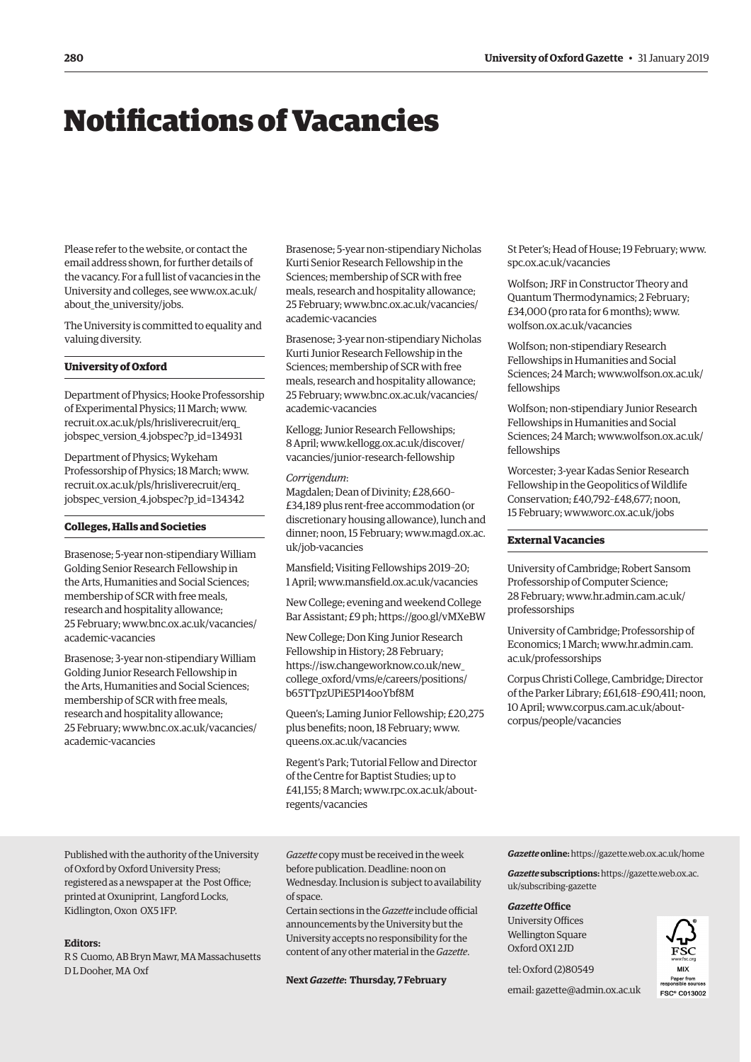# Notifications of Vacancies

Please refer to the website, or contact the email address shown, for further details of the vacancy. For a full list of vacancies in the University and colleges, see www.ox.ac.uk/about_the_university/jobs.

The University is committed to equality and valuing diversity.

### University of Oxford

Department of Physics; Hooke Professorship of Experimental Physics; 11 March; www.recruit.ox.ac.uk/pls/hrisliverecruit/erq_jobspec_version_4.jobspec?p_id=134931

Department of Physics; Wykeham Professorship of Physics; 18 March; www.recruit.ox.ac.uk/pls/hrisliverecruit/erq_jobspec_version_4.jobspec?p_id=134342

### Colleges, Halls and Societies

Brasenose; 5-year non-stipendiary William Golding Senior Research Fellowship in the Arts, Humanities and Social Sciences; membership of SCR with free meals, research and hospitality allowance; 25 February; www.bnc.ox.ac.uk/vacancies/academic-vacancies

Brasenose; 3-year non-stipendiary William Golding Junior Research Fellowship in the Arts, Humanities and Social Sciences; membership of SCR with free meals, research and hospitality allowance; 25 February; www.bnc.ox.ac.uk/vacancies/academic-vacancies

Brasenose; 5-year non-stipendiary Nicholas Kurti Senior Research Fellowship in the Sciences; membership of SCR with free meals, research and hospitality allowance; 25 February; www.bnc.ox.ac.uk/vacancies/academic-vacancies

Brasenose; 3-year non-stipendiary Nicholas Kurti Junior Research Fellowship in the Sciences; membership of SCR with free meals, research and hospitality allowance; 25 February; www.bnc.ox.ac.uk/vacancies/academic-vacancies

Kellogg; Junior Research Fellowships; 8 April; www.kellogg.ox.ac.uk/discover/vacancies/junior-research-fellowship

*Corrigendum*:
Magdalen; Dean of Divinity; £28,660–£34,189 plus rent-free accommodation (or discretionary housing allowance), lunch and dinner; noon, 15 February; www.magd.ox.ac.uk/job-vacancies

Mansfield; Visiting Fellowships 2019–20; 1 April; www.mansfield.ox.ac.uk/vacancies

New College; evening and weekend College Bar Assistant; £9 ph; https://goo.gl/vMXeBW

New College; Don King Junior Research Fellowship in History; 28 February; https://isw.changeworknow.co.uk/new_college_oxford/vms/e/careers/positions/b65TTpzUPiE5P14ooYbf8M

Queen's; Laming Junior Fellowship; £20,275 plus benefits; noon, 18 February; www.queens.ox.ac.uk/vacancies

Regent's Park; Tutorial Fellow and Director of the Centre for Baptist Studies; up to £41,155; 8 March; www.rpc.ox.ac.uk/about-regents/vacancies

St Peter's; Head of House; 19 February; www.spc.ox.ac.uk/vacancies

Wolfson; JRF in Constructor Theory and Quantum Thermodynamics; 2 February; £34,000 (pro rata for 6 months); www.wolfson.ox.ac.uk/vacancies

Wolfson; non-stipendiary Research Fellowships in Humanities and Social Sciences; 24 March; www.wolfson.ox.ac.uk/fellowships

Wolfson; non-stipendiary Junior Research Fellowships in Humanities and Social Sciences; 24 March; www.wolfson.ox.ac.uk/fellowships

Worcester; 3-year Kadas Senior Research Fellowship in the Geopolitics of Wildlife Conservation; £40,792–£48,677; noon, 15 February; www.worc.ox.ac.uk/jobs

### External Vacancies

University of Cambridge; Robert Sansom Professorship of Computer Science; 28 February; www.hr.admin.cam.ac.uk/professorships

University of Cambridge; Professorship of Economics; 1 March; www.hr.admin.cam.ac.uk/professorships

Corpus Christi College, Cambridge; Director of the Parker Library; £61,618–£90,411; noon, 10 April; www.corpus.cam.ac.uk/about-corpus/people/vacancies

---

Published with the authority of the University of Oxford by Oxford University Press; registered as a newspaper at the Post Office; printed at Oxuniprint, Langford Locks, Kidlington, Oxon OX5 1FP.

**Editors:**
R S Cuomo, AB Bryn Mawr, MA Massachusetts
D L Dooher, MA Oxf

*Gazette* copy must be received in the week before publication. Deadline: noon on Wednesday. Inclusion is subject to availability of space.
Certain sections in the *Gazette* include official announcements by the University but the University accepts no responsibility for the content of any other material in the *Gazette*.

**Next *Gazette*: Thursday, 7 February**

***Gazette* online:** https://gazette.web.ox.ac.uk/home

***Gazette* subscriptions:** https://gazette.web.ox.ac.uk/subscribing-gazette

***Gazette* Office**
University Offices
Wellington Square
Oxford OX1 2JD

tel: Oxford (2)80549

email: gazette@admin.ox.ac.uk